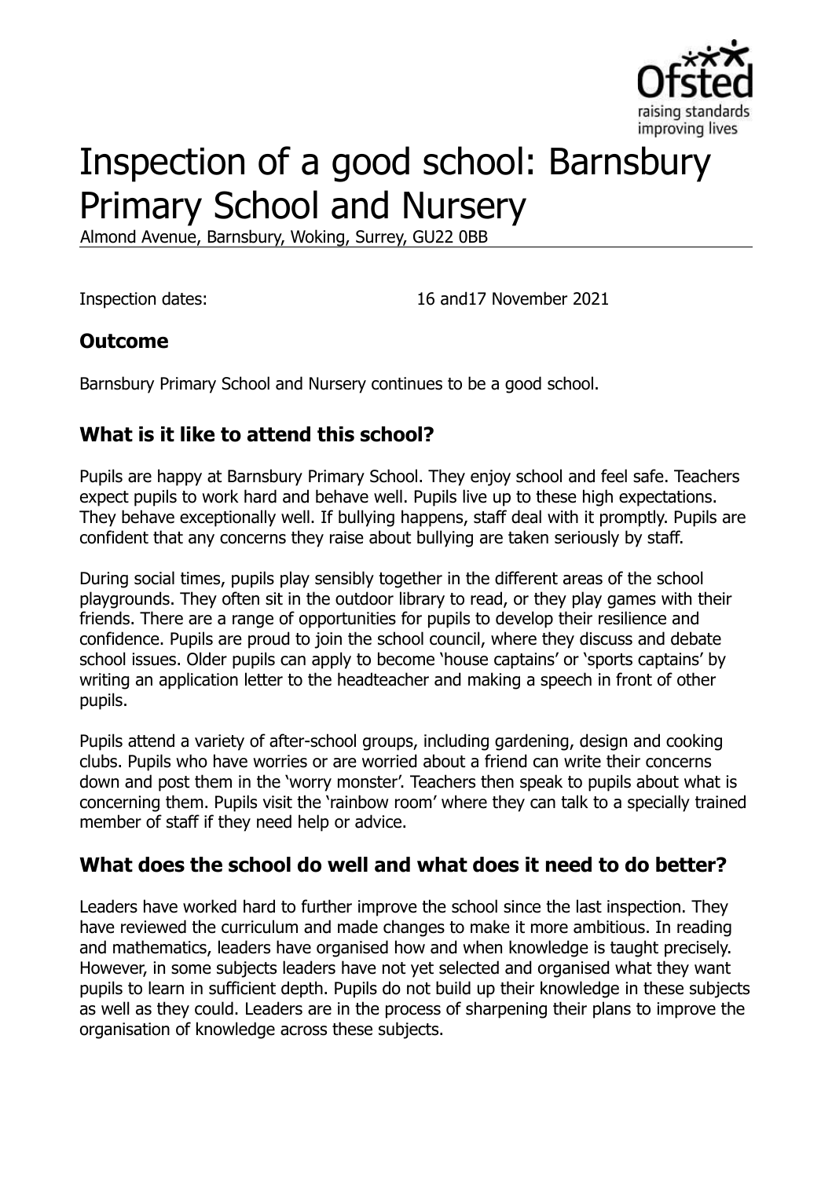# Inspection of a good school: Barnsbury Primary School and Nursery

Almond Avenue, Barnsbury, Woking, Surrey, GU22 0BB

Inspection dates: 16 and17 November 2021

## Outcome

Barnsbury Primary School and Nursery continues to be a good school.

## What is it like to attend this school?

Pupils are happy at Barnsbury Primary School. They enjoy school and feel safe. Teachers expect pupils to work hard and behave well. Pupils live up to these high expectations. They behave exceptionally well. If bullying happens, staff deal with it promptly. Pupils are confident that any concerns they raise about bullying are taken seriously by staff.

During social times, pupils play sensibly together in the different areas of the school playgrounds. They often sit in the outdoor library to read, or they play games with their friends. There are a range of opportunities for pupils to develop their resilience and confidence. Pupils are proud to join the school council, where they discuss and debate school issues. Older pupils can apply to become 'house captains' or 'sports captains' by writing an application letter to the headteacher and making a speech in front of other pupils.

Pupils attend a variety of after-school groups, including gardening, design and cooking clubs. Pupils who have worries or are worried about a friend can write their concerns down and post them in the 'worry monster'. Teachers then speak to pupils about what is concerning them. Pupils visit the 'rainbow room' where they can talk to a specially trained member of staff if they need help or advice.

## What does the school do well and what does it need to do better?

Leaders have worked hard to further improve the school since the last inspection. They have reviewed the curriculum and made changes to make it more ambitious. In reading and mathematics, leaders have organised how and when knowledge is taught precisely. However, in some subjects leaders have not yet selected and organised what they want pupils to learn in sufficient depth. Pupils do not build up their knowledge in these subjects as well as they could. Leaders are in the process of sharpening their plans to improve the organisation of knowledge across these subjects.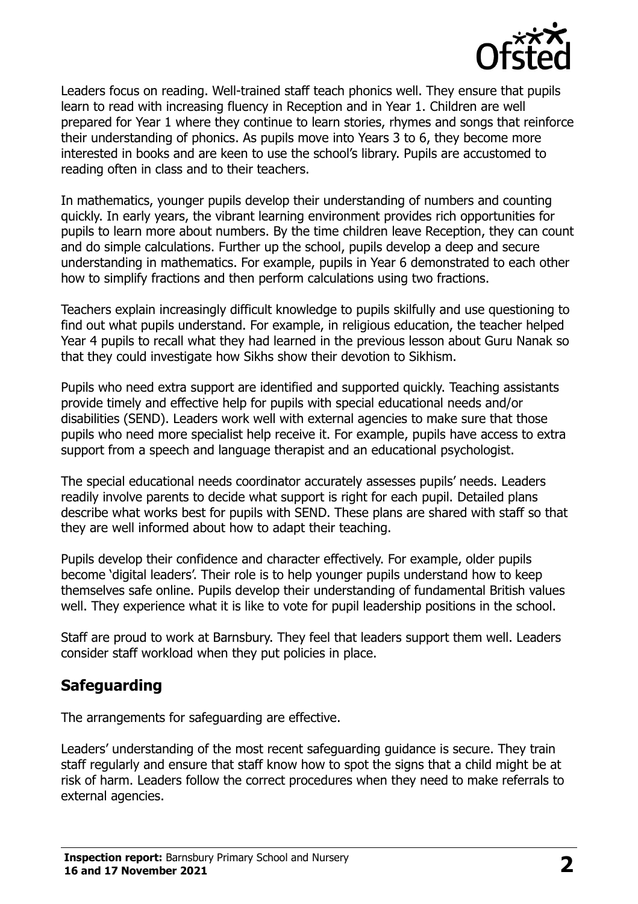Leaders focus on reading. Well-trained staff teach phonics well. They ensure that pupils learn to read with increasing fluency in Reception and in Year 1. Children are well prepared for Year 1 where they continue to learn stories, rhymes and songs that reinforce their understanding of phonics. As pupils move into Years 3 to 6, they become more interested in books and are keen to use the school's library. Pupils are accustomed to reading often in class and to their teachers.

In mathematics, younger pupils develop their understanding of numbers and counting quickly. In early years, the vibrant learning environment provides rich opportunities for pupils to learn more about numbers. By the time children leave Reception, they can count and do simple calculations. Further up the school, pupils develop a deep and secure understanding in mathematics. For example, pupils in Year 6 demonstrated to each other how to simplify fractions and then perform calculations using two fractions.

Teachers explain increasingly difficult knowledge to pupils skilfully and use questioning to find out what pupils understand. For example, in religious education, the teacher helped Year 4 pupils to recall what they had learned in the previous lesson about Guru Nanak so that they could investigate how Sikhs show their devotion to Sikhism.

Pupils who need extra support are identified and supported quickly. Teaching assistants provide timely and effective help for pupils with special educational needs and/or disabilities (SEND). Leaders work well with external agencies to make sure that those pupils who need more specialist help receive it. For example, pupils have access to extra support from a speech and language therapist and an educational psychologist.

The special educational needs coordinator accurately assesses pupils' needs. Leaders readily involve parents to decide what support is right for each pupil. Detailed plans describe what works best for pupils with SEND. These plans are shared with staff so that they are well informed about how to adapt their teaching.

Pupils develop their confidence and character effectively. For example, older pupils become 'digital leaders'. Their role is to help younger pupils understand how to keep themselves safe online. Pupils develop their understanding of fundamental British values well. They experience what it is like to vote for pupil leadership positions in the school.

Staff are proud to work at Barnsbury. They feel that leaders support them well. Leaders consider staff workload when they put policies in place.

## Safeguarding

The arrangements for safeguarding are effective.

Leaders' understanding of the most recent safeguarding guidance is secure. They train staff regularly and ensure that staff know how to spot the signs that a child might be at risk of harm. Leaders follow the correct procedures when they need to make referrals to external agencies.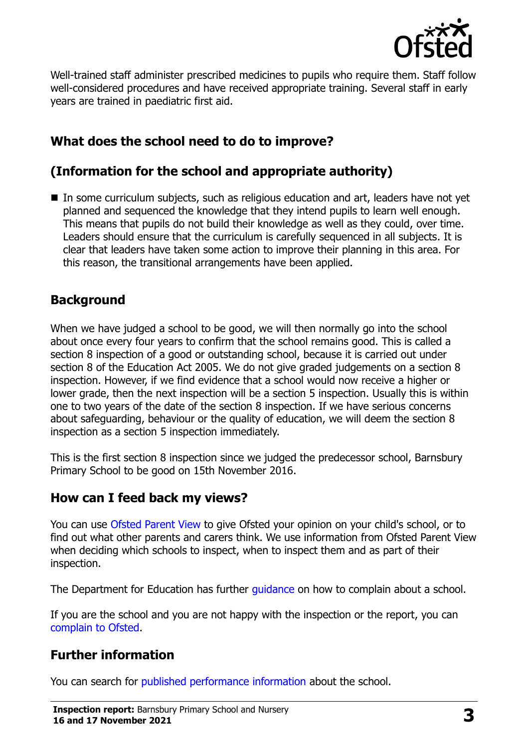Well-trained staff administer prescribed medicines to pupils who require them. Staff follow well-considered procedures and have received appropriate training. Several staff in early years are trained in paediatric first aid.

## What does the school need to do to improve?

## (Information for the school and appropriate authority)

- In some curriculum subjects, such as religious education and art, leaders have not yet planned and sequenced the knowledge that they intend pupils to learn well enough. This means that pupils do not build their knowledge as well as they could, over time. Leaders should ensure that the curriculum is carefully sequenced in all subjects. It is clear that leaders have taken some action to improve their planning in this area. For this reason, the transitional arrangements have been applied.

## Background

When we have judged a school to be good, we will then normally go into the school about once every four years to confirm that the school remains good. This is called a section 8 inspection of a good or outstanding school, because it is carried out under section 8 of the Education Act 2005. We do not give graded judgements on a section 8 inspection. However, if we find evidence that a school would now receive a higher or lower grade, then the next inspection will be a section 5 inspection. Usually this is within one to two years of the date of the section 8 inspection. If we have serious concerns about safeguarding, behaviour or the quality of education, we will deem the section 8 inspection as a section 5 inspection immediately.

This is the first section 8 inspection since we judged the predecessor school, Barnsbury Primary School to be good on 15th November 2016.

## How can I feed back my views?

You can use Ofsted Parent View to give Ofsted your opinion on your child's school, or to find out what other parents and carers think. We use information from Ofsted Parent View when deciding which schools to inspect, when to inspect them and as part of their inspection.

The Department for Education has further guidance on how to complain about a school.

If you are the school and you are not happy with the inspection or the report, you can complain to Ofsted.

## Further information

You can search for published performance information about the school.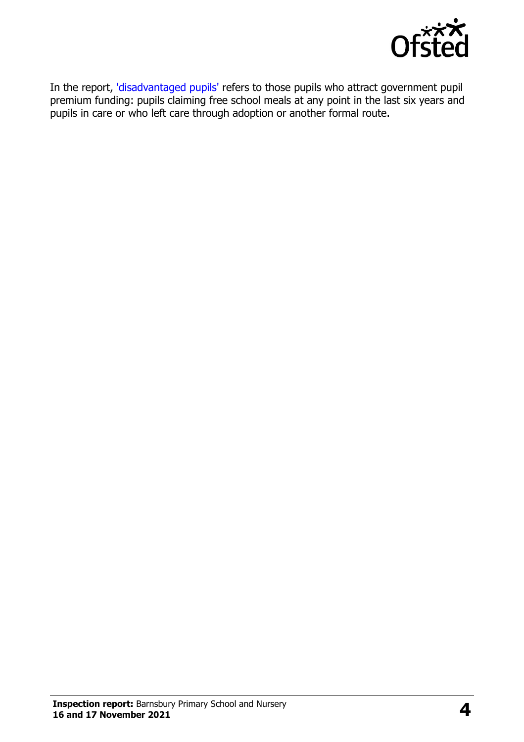In the report, 'disadvantaged pupils' refers to those pupils who attract government pupil premium funding: pupils claiming free school meals at any point in the last six years and pupils in care or who left care through adoption or another formal route.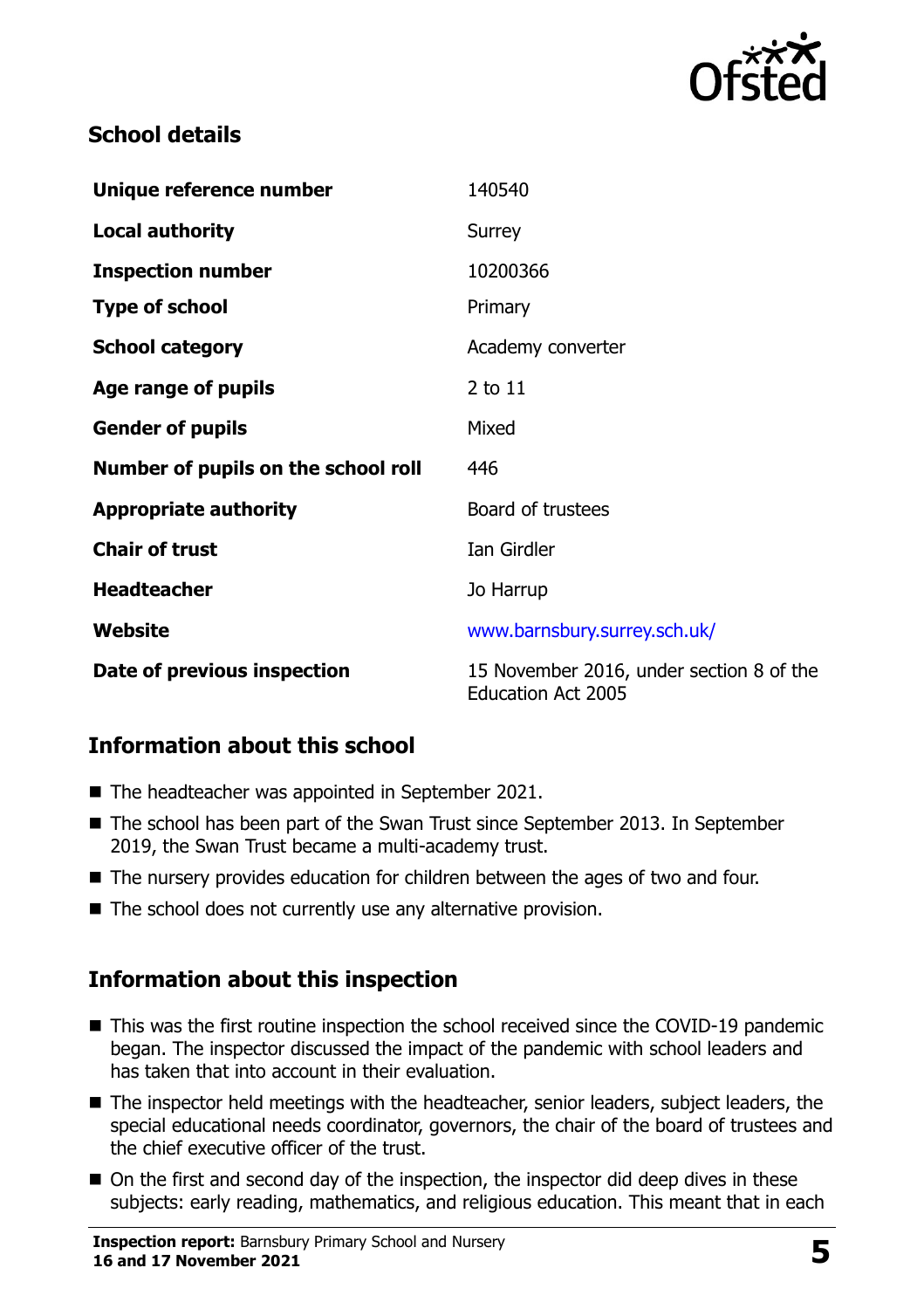## School details

| | |
|---|---|
| **Unique reference number** | 140540 |
| **Local authority** | Surrey |
| **Inspection number** | 10200366 |
| **Type of school** | Primary |
| **School category** | Academy converter |
| **Age range of pupils** | 2 to 11 |
| **Gender of pupils** | Mixed |
| **Number of pupils on the school roll** | 446 |
| **Appropriate authority** | Board of trustees |
| **Chair of trust** | Ian Girdler |
| **Headteacher** | Jo Harrup |
| **Website** | www.barnsbury.surrey.sch.uk/ |
| **Date of previous inspection** | 15 November 2016, under section 8 of the Education Act 2005 |

## Information about this school

- The headteacher was appointed in September 2021.
- The school has been part of the Swan Trust since September 2013. In September 2019, the Swan Trust became a multi-academy trust.
- The nursery provides education for children between the ages of two and four.
- The school does not currently use any alternative provision.

## Information about this inspection

- This was the first routine inspection the school received since the COVID-19 pandemic began. The inspector discussed the impact of the pandemic with school leaders and has taken that into account in their evaluation.
- The inspector held meetings with the headteacher, senior leaders, subject leaders, the special educational needs coordinator, governors, the chair of the board of trustees and the chief executive officer of the trust.
- On the first and second day of the inspection, the inspector did deep dives in these subjects: early reading, mathematics, and religious education. This meant that in each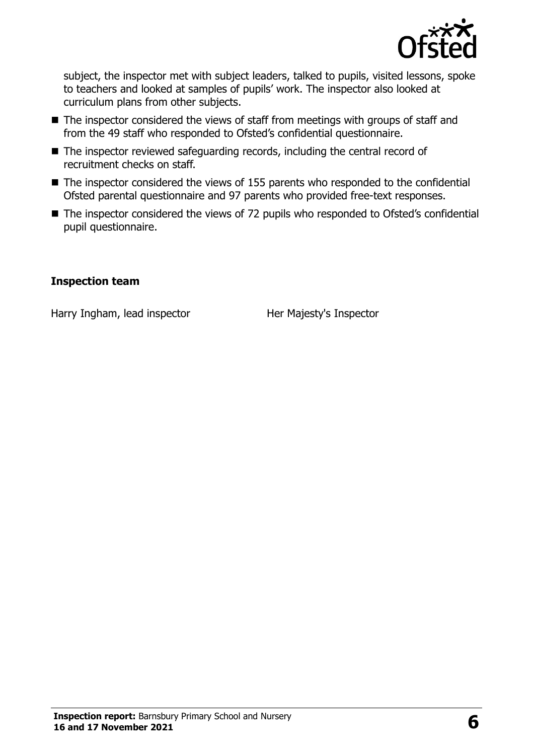subject, the inspector met with subject leaders, talked to pupils, visited lessons, spoke to teachers and looked at samples of pupils' work. The inspector also looked at curriculum plans from other subjects.

- The inspector considered the views of staff from meetings with groups of staff and from the 49 staff who responded to Ofsted's confidential questionnaire.
- The inspector reviewed safeguarding records, including the central record of recruitment checks on staff.
- The inspector considered the views of 155 parents who responded to the confidential Ofsted parental questionnaire and 97 parents who provided free-text responses.
- The inspector considered the views of 72 pupils who responded to Ofsted's confidential pupil questionnaire.

### Inspection team

| | |
|---|---|
| Harry Ingham, lead inspector | Her Majesty's Inspector |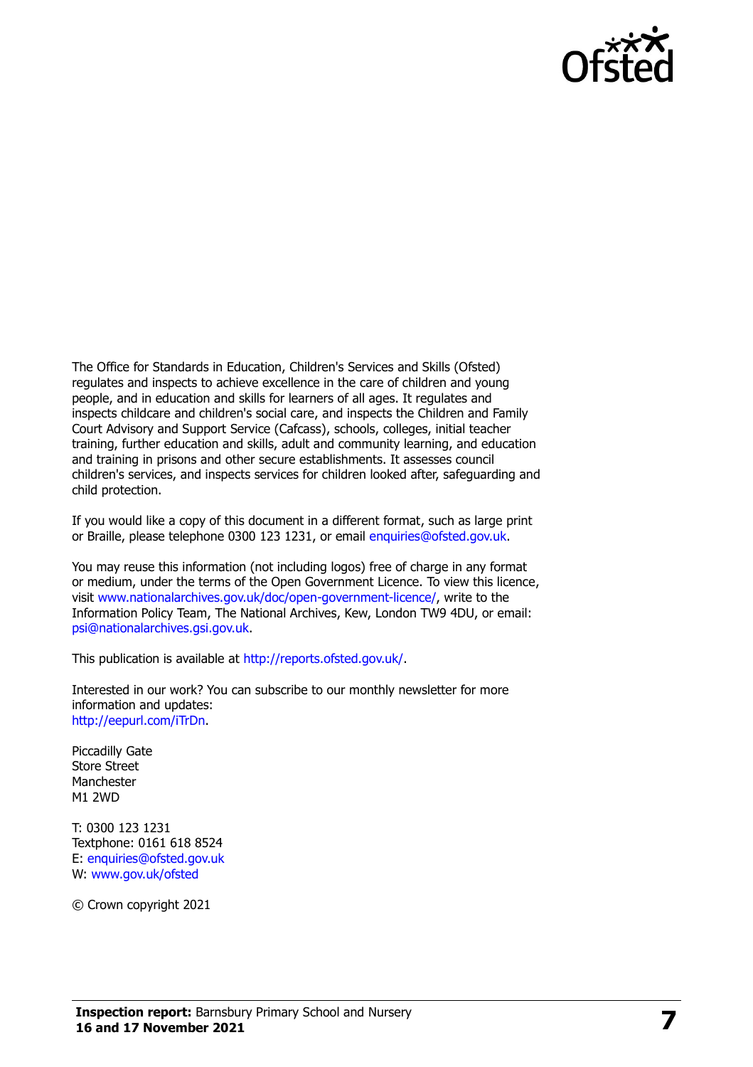The Office for Standards in Education, Children's Services and Skills (Ofsted) regulates and inspects to achieve excellence in the care of children and young people, and in education and skills for learners of all ages. It regulates and inspects childcare and children's social care, and inspects the Children and Family Court Advisory and Support Service (Cafcass), schools, colleges, initial teacher training, further education and skills, adult and community learning, and education and training in prisons and other secure establishments. It assesses council children's services, and inspects services for children looked after, safeguarding and child protection.

If you would like a copy of this document in a different format, such as large print or Braille, please telephone 0300 123 1231, or email enquiries@ofsted.gov.uk.

You may reuse this information (not including logos) free of charge in any format or medium, under the terms of the Open Government Licence. To view this licence, visit www.nationalarchives.gov.uk/doc/open-government-licence/, write to the Information Policy Team, The National Archives, Kew, London TW9 4DU, or email: psi@nationalarchives.gsi.gov.uk.

This publication is available at http://reports.ofsted.gov.uk/.

Interested in our work? You can subscribe to our monthly newsletter for more information and updates:
http://eepurl.com/iTrDn.

Piccadilly Gate
Store Street
Manchester
M1 2WD

T: 0300 123 1231
Textphone: 0161 618 8524
E: enquiries@ofsted.gov.uk
W: www.gov.uk/ofsted

© Crown copyright 2021